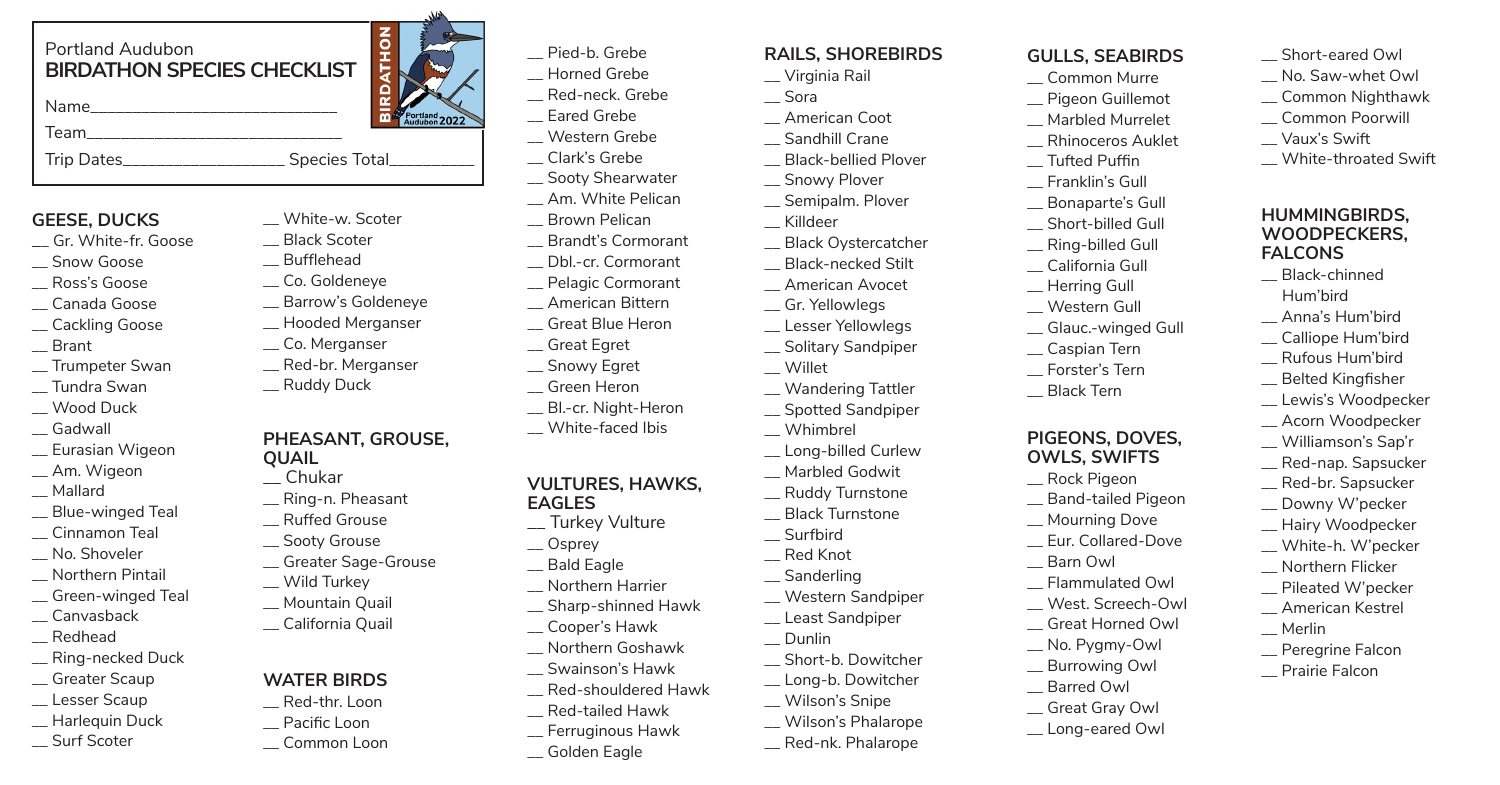Portland Audubon

**BIRDATHON SPECIES CHECKLIST**

BIRDATHON Portland Audubon 2022

Name______________________________

Team______________________________

Trip Dates____________________ Species Total__________

## GEESE, DUCKS

__ Gr. White-fr. Goose
__ Snow Goose
__ Ross's Goose
__ Canada Goose
__ Cackling Goose
__ Brant
__ Trumpeter Swan
__ Tundra Swan
__ Wood Duck
__ Gadwall
__ Eurasian Wigeon
__ Am. Wigeon
__ Mallard
__ Blue-winged Teal
__ Cinnamon Teal
__ No. Shoveler
__ Northern Pintail
__ Green-winged Teal
__ Canvasback
__ Redhead
__ Ring-necked Duck
__ Greater Scaup
__ Lesser Scaup
__ Harlequin Duck
__ Surf Scoter
__ White-w. Scoter
__ Black Scoter
__ Bufflehead
__ Co. Goldeneye
__ Barrow's Goldeneye
__ Hooded Merganser
__ Co. Merganser
__ Red-br. Merganser
__ Ruddy Duck

## PHEASANT, GROUSE, QUAIL

__ Chukar
__ Ring-n. Pheasant
__ Ruffed Grouse
__ Sooty Grouse
__ Greater Sage-Grouse
__ Wild Turkey
__ Mountain Quail
__ California Quail

## WATER BIRDS

__ Red-thr. Loon
__ Pacific Loon
__ Common Loon
__ Pied-b. Grebe
__ Horned Grebe
__ Red-neck. Grebe
__ Eared Grebe
__ Western Grebe
__ Clark's Grebe
__ Sooty Shearwater
__ Am. White Pelican
__ Brown Pelican
__ Brandt's Cormorant
__ Dbl.-cr. Cormorant
__ Pelagic Cormorant
__ American Bittern
__ Great Blue Heron
__ Great Egret
__ Snowy Egret
__ Green Heron
__ Bl.-cr. Night-Heron
__ White-faced Ibis

## VULTURES, HAWKS, EAGLES

__ Turkey Vulture
__ Osprey
__ Bald Eagle
__ Northern Harrier
__ Sharp-shinned Hawk
__ Cooper's Hawk
__ Northern Goshawk
__ Swainson's Hawk
__ Red-shouldered Hawk
__ Red-tailed Hawk
__ Ferruginous Hawk
__ Golden Eagle

## RAILS, SHOREBIRDS

__ Virginia Rail
__ Sora
__ American Coot
__ Sandhill Crane
__ Black-bellied Plover
__ Snowy Plover
__ Semipalm. Plover
__ Killdeer
__ Black Oystercatcher
__ Black-necked Stilt
__ American Avocet
__ Gr. Yellowlegs
__ Lesser Yellowlegs
__ Solitary Sandpiper
__ Willet
__ Wandering Tattler
__ Spotted Sandpiper
__ Whimbrel
__ Long-billed Curlew
__ Marbled Godwit
__ Ruddy Turnstone
__ Black Turnstone
__ Surfbird
__ Red Knot
__ Sanderling
__ Western Sandpiper
__ Least Sandpiper
__ Dunlin
__ Short-b. Dowitcher
__ Long-b. Dowitcher
__ Wilson's Snipe
__ Wilson's Phalarope
__ Red-nk. Phalarope

## GULLS, SEABIRDS

__ Common Murre
__ Pigeon Guillemot
__ Marbled Murrelet
__ Rhinoceros Auklet
__ Tufted Puffin
__ Franklin's Gull
__ Bonaparte's Gull
__ Short-billed Gull
__ Ring-billed Gull
__ California Gull
__ Herring Gull
__ Western Gull
__ Glauc.-winged Gull
__ Caspian Tern
__ Forster's Tern
__ Black Tern

## PIGEONS, DOVES, OWLS, SWIFTS

__ Rock Pigeon
__ Band-tailed Pigeon
__ Mourning Dove
__ Eur. Collared-Dove
__ Barn Owl
__ Flammulated Owl
__ West. Screech-Owl
__ Great Horned Owl
__ No. Pygmy-Owl
__ Burrowing Owl
__ Barred Owl
__ Great Gray Owl
__ Long-eared Owl
__ Short-eared Owl
__ No. Saw-whet Owl
__ Common Nighthawk
__ Common Poorwill
__ Vaux's Swift
__ White-throated Swift

## HUMMINGBIRDS, WOODPECKERS, FALCONS

__ Black-chinned Hum'bird
__ Anna's Hum'bird
__ Calliope Hum'bird
__ Rufous Hum'bird
__ Belted Kingfisher
__ Lewis's Woodpecker
__ Acorn Woodpecker
__ Williamson's Sap'r
__ Red-nap. Sapsucker
__ Red-br. Sapsucker
__ Downy W'pecker
__ Hairy Woodpecker
__ White-h. W'pecker
__ Northern Flicker
__ Pileated W'pecker
__ American Kestrel
__ Merlin
__ Peregrine Falcon
__ Prairie Falcon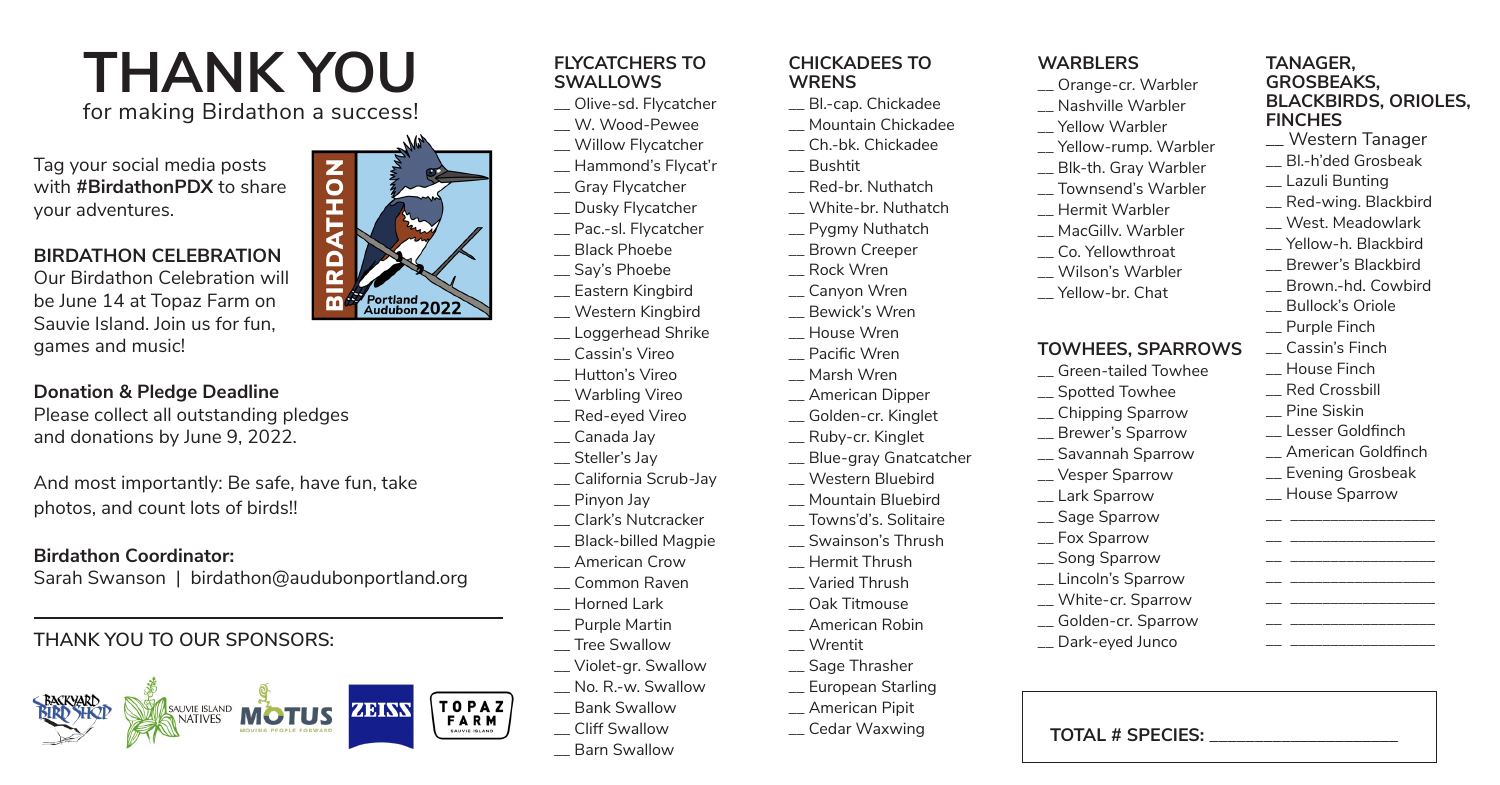# THANK YOU

for making Birdathon a success!

Tag your social media posts with **#BirdathonPDX** to share your adventures.

BIRDATHON Portland Audubon 2022

**BIRDATHON CELEBRATION**

Our Birdathon Celebration will be June 14 at Topaz Farm on Sauvie Island. Join us for fun, games and music!

**Donation & Pledge Deadline**

Please collect all outstanding pledges and donations by June 9, 2022.

And most importantly: Be safe, have fun, take photos, and count lots of birds!!

**Birdathon Coordinator:**

Sarah Swanson | birdathon@audubonportland.org

THANK YOU TO OUR SPONSORS:

BACKYARD BIRD SHOP | SAUVIE ISLAND NATIVES | MOTUS MOVING PEOPLE FORWARD | ZEISS | TOPAZ FARM SAUVIE ISLAND

**FLYCATCHERS TO SWALLOWS**

__ Olive-sd. Flycatcher
__ W. Wood-Pewee
__ Willow Flycatcher
__ Hammond's Flycat'r
__ Gray Flycatcher
__ Dusky Flycatcher
__ Pac.-sl. Flycatcher
__ Black Phoebe
__ Say's Phoebe
__ Eastern Kingbird
__ Western Kingbird
__ Loggerhead Shrike
__ Cassin's Vireo
__ Hutton's Vireo
__ Warbling Vireo
__ Red-eyed Vireo
__ Canada Jay
__ Steller's Jay
__ California Scrub-Jay
__ Pinyon Jay
__ Clark's Nutcracker
__ Black-billed Magpie
__ American Crow
__ Common Raven
__ Horned Lark
__ Purple Martin
__ Tree Swallow
__ Violet-gr. Swallow
__ No. R.-w. Swallow
__ Bank Swallow
__ Cliff Swallow
__ Barn Swallow

**CHICKADEES TO WRENS**

__ Bl.-cap. Chickadee
__ Mountain Chickadee
__ Ch.-bk. Chickadee
__ Bushtit
__ Red-br. Nuthatch
__ White-br. Nuthatch
__ Pygmy Nuthatch
__ Brown Creeper
__ Rock Wren
__ Canyon Wren
__ Bewick's Wren
__ House Wren
__ Pacific Wren
__ Marsh Wren
__ American Dipper
__ Golden-cr. Kinglet
__ Ruby-cr. Kinglet
__ Blue-gray Gnatcatcher
__ Western Bluebird
__ Mountain Bluebird
__ Towns'd's. Solitaire
__ Swainson's Thrush
__ Hermit Thrush
__ Varied Thrush
__ Oak Titmouse
__ American Robin
__ Wrentit
__ Sage Thrasher
__ European Starling
__ American Pipit
__ Cedar Waxwing

**WARBLERS**

__ Orange-cr. Warbler
__ Nashville Warbler
__ Yellow Warbler
__ Yellow-rump. Warbler
__ Blk-th. Gray Warbler
__ Townsend's Warbler
__ Hermit Warbler
__ MacGillv. Warbler
__ Co. Yellowthroat
__ Wilson's Warbler
__ Yellow-br. Chat

**TOWHEES, SPARROWS**

__ Green-tailed Towhee
__ Spotted Towhee
__ Chipping Sparrow
__ Brewer's Sparrow
__ Savannah Sparrow
__ Vesper Sparrow
__ Lark Sparrow
__ Sage Sparrow
__ Fox Sparrow
__ Song Sparrow
__ Lincoln's Sparrow
__ White-cr. Sparrow
__ Golden-cr. Sparrow
__ Dark-eyed Junco

**TANAGER, GROSBEAKS, BLACKBIRDS, ORIOLES, FINCHES**

__ Western Tanager
__ Bl.-h'ded Grosbeak
__ Lazuli Bunting
__ Red-wing. Blackbird
__ West. Meadowlark
__ Yellow-h. Blackbird
__ Brewer's Blackbird
__ Brown.-hd. Cowbird
__ Bullock's Oriole
__ Purple Finch
__ Cassin's Finch
__ House Finch
__ Red Crossbill
__ Pine Siskin
__ Lesser Goldfinch
__ American Goldfinch
__ Evening Grosbeak
__ House Sparrow
__ ______________
__ ______________
__ ______________
__ ______________
__ ______________
__ ______________
__ ______________

**TOTAL # SPECIES:** ______________